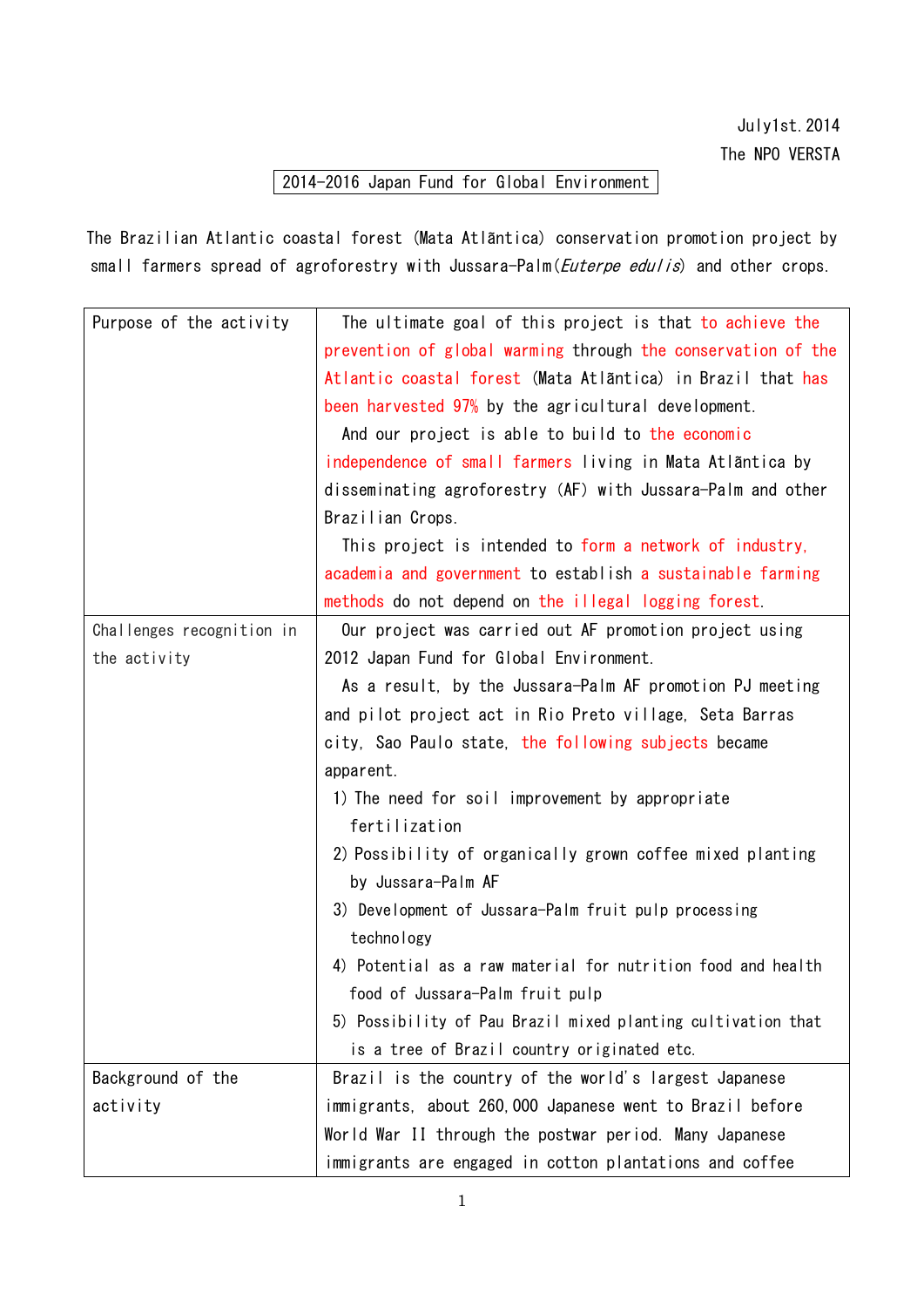July1st.2014
The NPO VERSTA

2014-2016 Japan Fund for Global Environment

The Brazilian Atlantic coastal forest (Mata Atlãntica) conservation promotion project by small farmers spread of agroforestry with Jussara-Palm(*Euterpe edulis*) and other crops.

| Purpose of the activity | The ultimate goal of this project is that to achieve the prevention of global warming through the conservation of the Atlantic coastal forest (Mata Atlãntica) in Brazil that has been harvested 97% by the agricultural development.<br>And our project is able to build to the economic independence of small farmers living in Mata Atlãntica by disseminating agroforestry (AF) with Jussara-Palm and other Brazilian Crops.<br>This project is intended to form a network of industry, academia and government to establish a sustainable farming methods do not depend on the illegal logging forest. |
|---|---|
| Challenges recognition in the activity | Our project was carried out AF promotion project using 2012 Japan Fund for Global Environment.<br>As a result, by the Jussara-Palm AF promotion PJ meeting and pilot project act in Rio Preto village, Seta Barras city, Sao Paulo state, the following subjects became apparent.<br>1) The need for soil improvement by appropriate fertilization<br>2) Possibility of organically grown coffee mixed planting by Jussara-Palm AF<br>3) Development of Jussara-Palm fruit pulp processing technology<br>4) Potential as a raw material for nutrition food and health food of Jussara-Palm fruit pulp<br>5) Possibility of Pau Brazil mixed planting cultivation that is a tree of Brazil country originated etc. |
| Background of the activity | Brazil is the country of the world's largest Japanese immigrants, about 260,000 Japanese went to Brazil before World War II through the postwar period. Many Japanese immigrants are engaged in cotton plantations and coffee |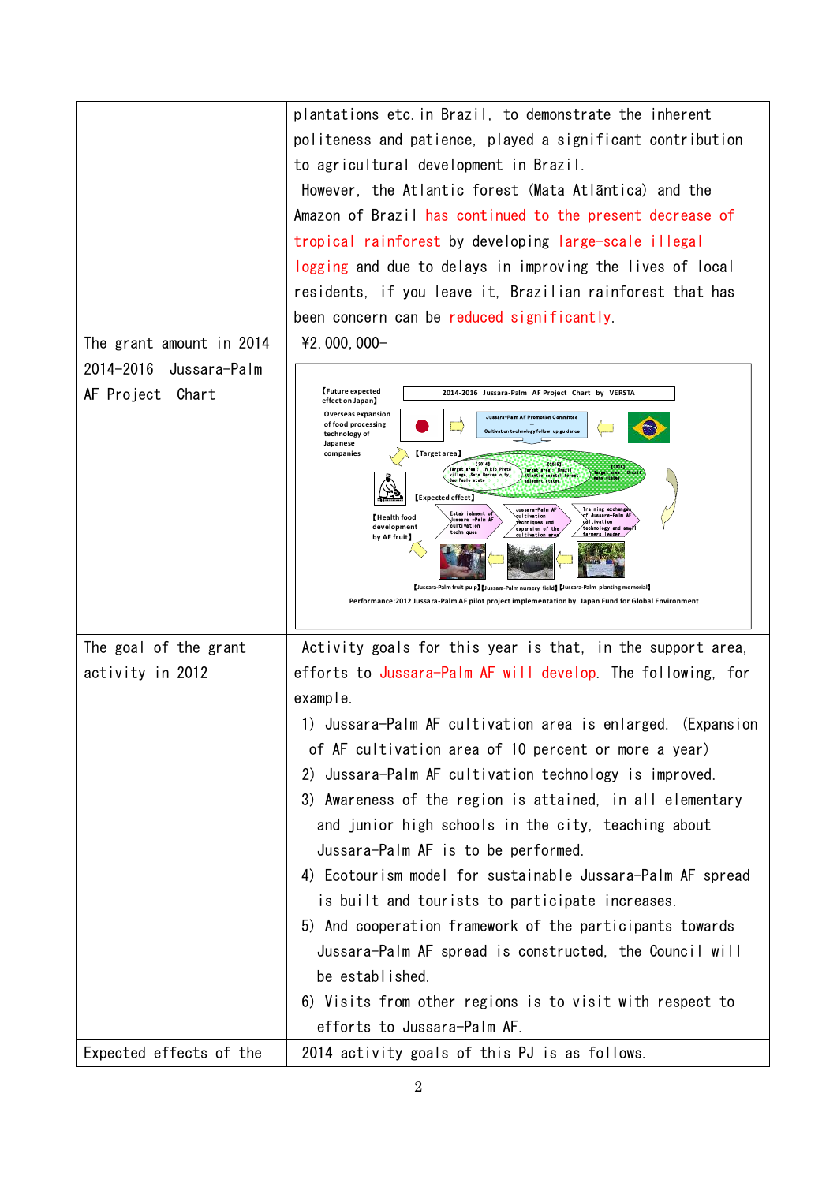| | |
|---|---|
| | plantations etc. in Brazil, to demonstrate the inherent politeness and patience, played a significant contribution to agricultural development in Brazil.<br>However, the Atlantic forest (Mata Atlãntica) and the Amazon of Brazil has continued to the present decrease of tropical rainforest by developing large-scale illegal logging and due to delays in improving the lives of local residents, if you leave it, Brazilian rainforest that has been concern can be reduced significantly. |
| The grant amount in 2014 | ¥2,000,000- |
| 2014-2016 Jussara-Palm AF Project Chart | 【Future expected effect on Japan】 2014-2016 Jussara-Palm AF Project Chart by VERSTA<br>Overseas expansion of food processing technology of Japanese companies<br>Jussara-Palm AF Promotion Committee + Cultivation technology follow-up guidance<br>【Target area】 【2014】 Target area : In Rio Preto village, Sete Barras city, Sao Paulo state 【2015】 Target area : Brazil Atlantic coastal forest adjacent states 【2016】 Target area : Brazil state<br>【Expected effect】 【Health food development by AF fruit】<br>Establishment of Jussara-Palm AF cultivation techniques / Jussara-Palm AF cultivation techniques and expansion of the cultivation area / Training exchanges of Jussara-Palm AF cultivation technology and small farmers leader<br>【Jussara-Palm fruit pulp】【Jussara-Palm nursery field】【Jussara-Palm planting memorial】<br>Performance:2012 Jussara-Palm AF pilot project implementation by Japan Fund for Global Environment |
| The goal of the grant activity in 2012 | Activity goals for this year is that, in the support area, efforts to Jussara-Palm AF will develop. The following, for example.<br>1) Jussara-Palm AF cultivation area is enlarged. (Expansion of AF cultivation area of 10 percent or more a year)<br>2) Jussara-Palm AF cultivation technology is improved.<br>3) Awareness of the region is attained, in all elementary and junior high schools in the city, teaching about Jussara-Palm AF is to be performed.<br>4) Ecotourism model for sustainable Jussara-Palm AF spread is built and tourists to participate increases.<br>5) And cooperation framework of the participants towards Jussara-Palm AF spread is constructed, the Council will be established.<br>6) Visits from other regions is to visit with respect to efforts to Jussara-Palm AF. |
| Expected effects of the | 2014 activity goals of this PJ is as follows. |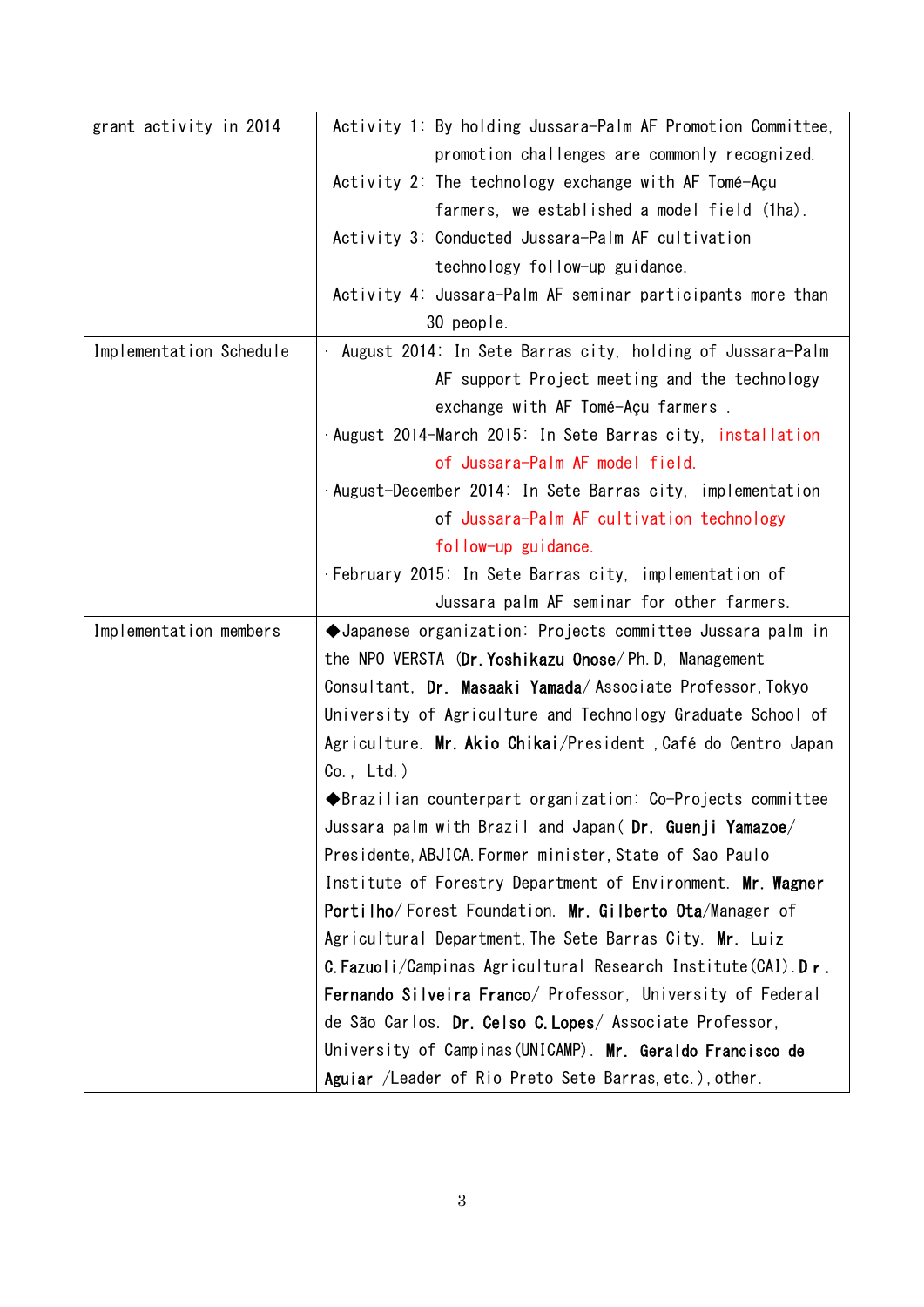| grant activity in 2014 | Activity 1: By holding Jussara-Palm AF Promotion Committee, promotion challenges are commonly recognized.<br>Activity 2: The technology exchange with AF Tomé-Açu farmers, we established a model field (1ha).<br>Activity 3: Conducted Jussara-Palm AF cultivation technology follow-up guidance.<br>Activity 4: Jussara-Palm AF seminar participants more than 30 people. |
|---|---|
| Implementation Schedule | · August 2014: In Sete Barras city, holding of Jussara-Palm AF support Project meeting and the technology exchange with AF Tomé-Açu farmers .<br>·August 2014-March 2015: In Sete Barras city, installation of Jussara-Palm AF model field.<br>·August-December 2014: In Sete Barras city, implementation of Jussara-Palm AF cultivation technology follow-up guidance.<br>·February 2015: In Sete Barras city, implementation of Jussara palm AF seminar for other farmers. |
| Implementation members | ◆Japanese organization: Projects committee Jussara palm in the NPO VERSTA (**Dr. Yoshikazu Onose**/ Ph.D, Management Consultant, **Dr. Masaaki Yamada**/ Associate Professor, Tokyo University of Agriculture and Technology Graduate School of Agriculture. **Mr. Akio Chikai**/President ,Café do Centro Japan Co., Ltd.)<br>◆Brazilian counterpart organization: Co-Projects committee Jussara palm with Brazil and Japan( **Dr. Guenji Yamazoe**/ Presidente, ABJICA. Former minister, State of Sao Paulo Institute of Forestry Department of Environment. **Mr. Wagner Portilho**/ Forest Foundation. **Mr. Gilberto Ota**/Manager of Agricultural Department, The Sete Barras City. **Mr. Luiz C.Fazuoli**/Campinas Agricultural Research Institute(CAI). **Dr. Fernando Silveira Franco**/ Professor, University of Federal de São Carlos. **Dr. Celso C.Lopes**/ Associate Professor, University of Campinas(UNICAMP). **Mr. Geraldo Francisco de Aguiar** /Leader of Rio Preto Sete Barras, etc.), other. |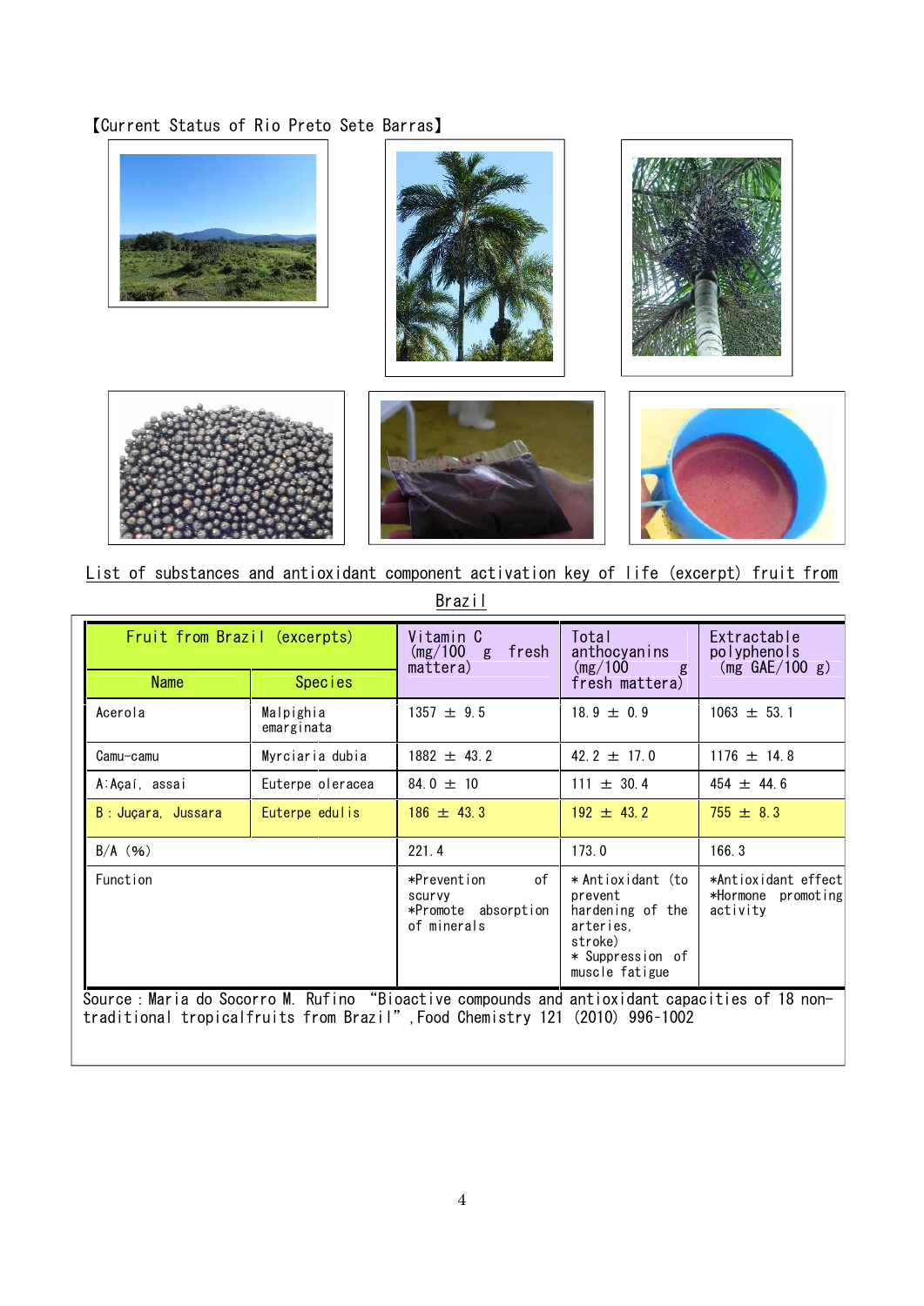【Current Status of Rio Preto Sete Barras】

List of substances and antioxidant component activation key of life (excerpt) fruit from Brazil

| Fruit from Brazil (excerpts) | | Vitamin C (mg/100 g fresh mattera) | Total anthocyanins (mg/100 g fresh mattera) | Extractable polyphenols (mg GAE/100 g) |
|---|---|---|---|---|
| Name | Species | | | |
| Acerola | Malpighia emarginata | 1357 ± 9.5 | 18.9 ± 0.9 | 1063 ± 53.1 |
| Camu-camu | Myrciaria dubia | 1882 ± 43.2 | 42.2 ± 17.0 | 1176 ± 14.8 |
| A:Açaí, assai | Euterpe oleracea | 84.0 ± 10 | 111 ± 30.4 | 454 ± 44.6 |
| B : Juçara, Jussara | Euterpe edulis | 186 ± 43.3 | 192 ± 43.2 | 755 ± 8.3 |
| B/A (%) | | 221.4 | 173.0 | 166.3 |
| Function | | *Prevention of scurvy<br>*Promote absorption of minerals | * Antioxidant (to prevent hardening of the arteries, stroke)<br>* Suppression of muscle fatigue | *Antioxidant effect<br>*Hormone promoting activity |

Source : Maria do Socorro M. Rufino "Bioactive compounds and antioxidant capacities of 18 non-traditional tropicalfruits from Brazil", Food Chemistry 121 (2010) 996-1002